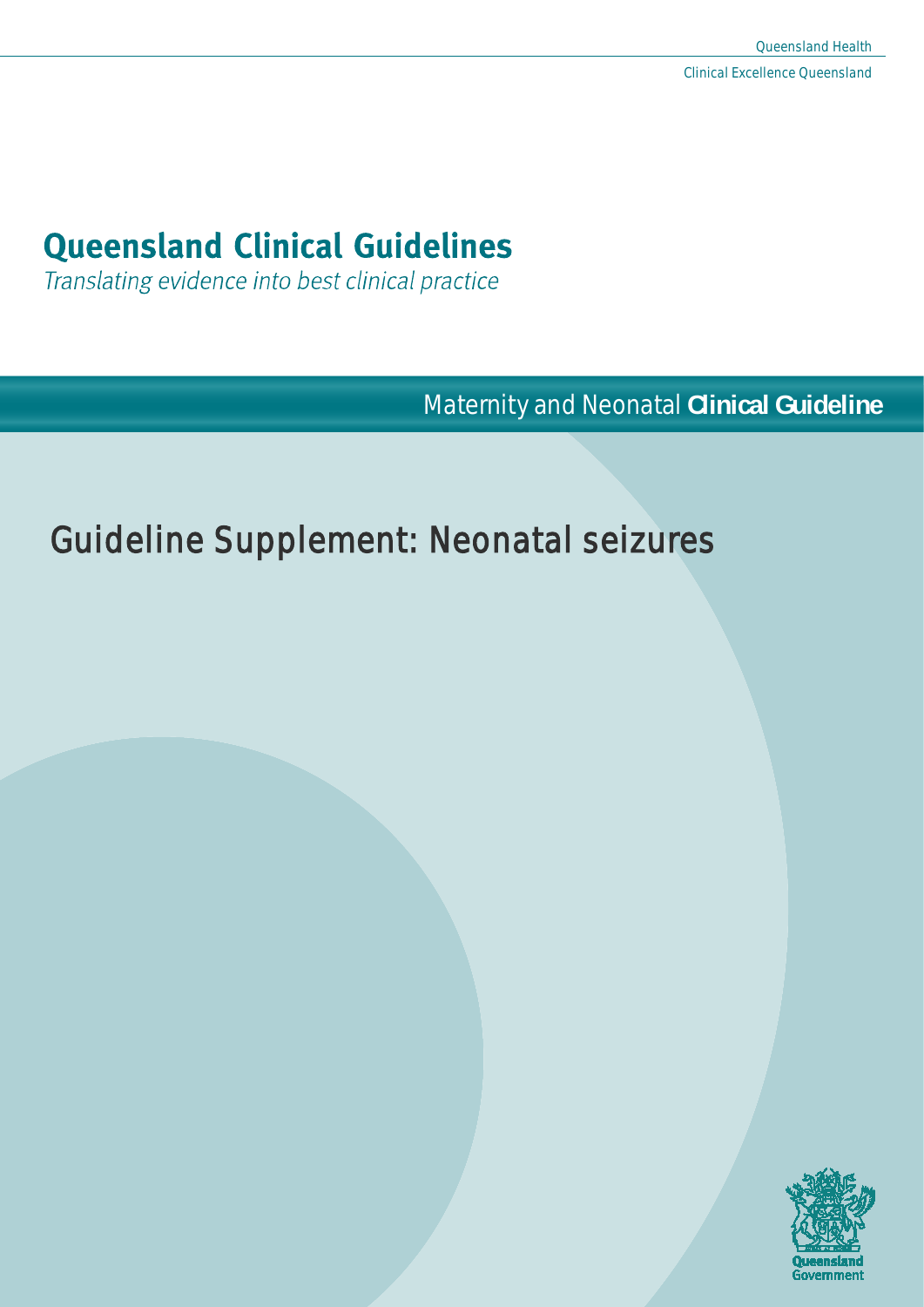Queensland Health

Clinical Excellence Queensland

# Queensland Clinical Guidelines

*Translating evidence into best clinical practice*

Maternity and Neonatal **Clinical Guideline**

# Guideline Supplement: Neonatal seizures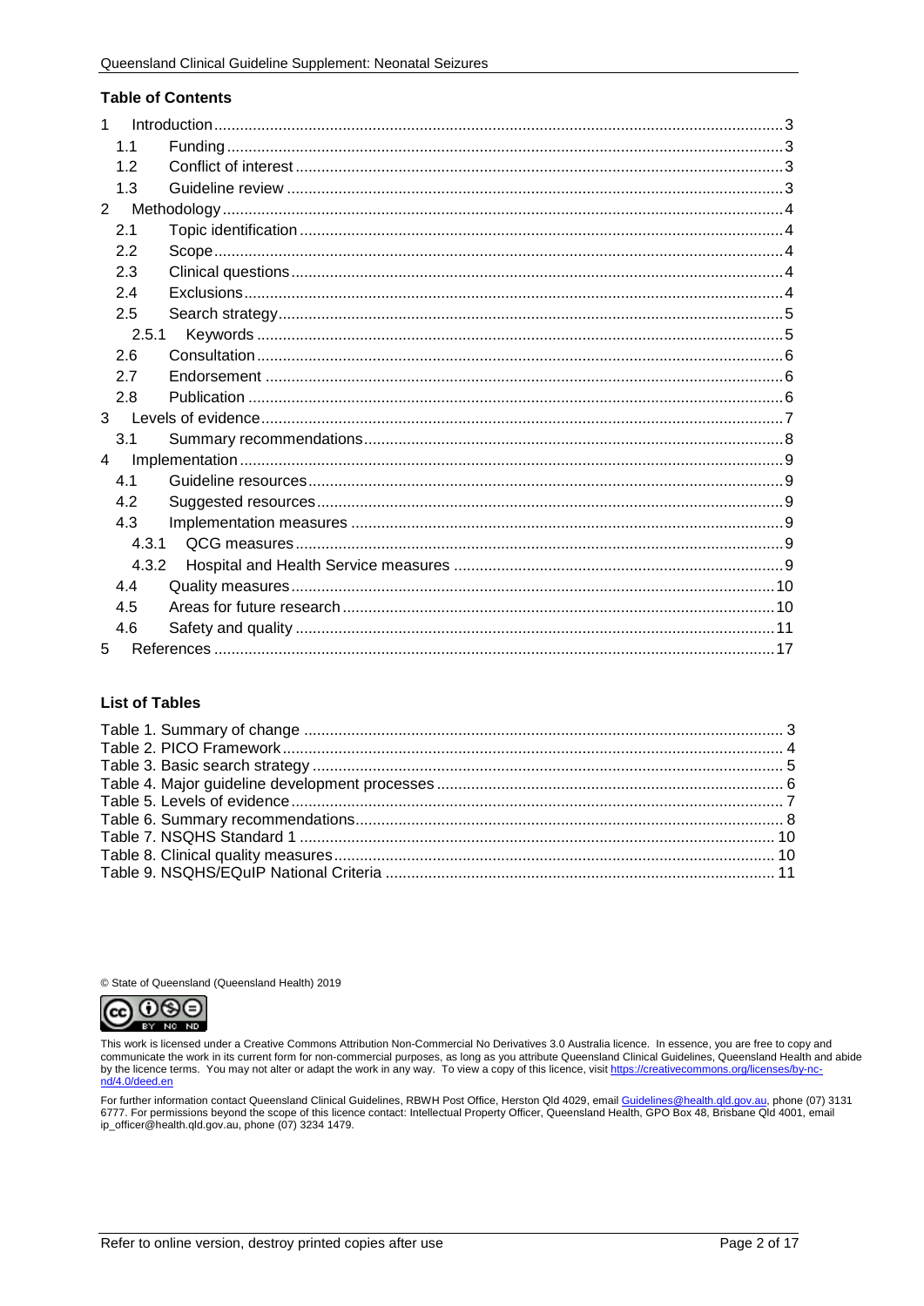## Table of Contents

| | | |
|---|---|---|
| 1 | Introduction | 3 |
| 1.1 | Funding | 3 |
| 1.2 | Conflict of interest | 3 |
| 1.3 | Guideline review | 3 |
| 2 | Methodology | 4 |
| 2.1 | Topic identification | 4 |
| 2.2 | Scope | 4 |
| 2.3 | Clinical questions | 4 |
| 2.4 | Exclusions | 4 |
| 2.5 | Search strategy | 5 |
| 2.5.1 | Keywords | 5 |
| 2.6 | Consultation | 6 |
| 2.7 | Endorsement | 6 |
| 2.8 | Publication | 6 |
| 3 | Levels of evidence | 7 |
| 3.1 | Summary recommendations | 8 |
| 4 | Implementation | 9 |
| 4.1 | Guideline resources | 9 |
| 4.2 | Suggested resources | 9 |
| 4.3 | Implementation measures | 9 |
| 4.3.1 | QCG measures | 9 |
| 4.3.2 | Hospital and Health Service measures | 9 |
| 4.4 | Quality measures | 10 |
| 4.5 | Areas for future research | 10 |
| 4.6 | Safety and quality | 11 |
| 5 | References | 17 |

## List of Tables

| | |
|---|---|
| Table 1. Summary of change | 3 |
| Table 2. PICO Framework | 4 |
| Table 3. Basic search strategy | 5 |
| Table 4. Major guideline development processes | 6 |
| Table 5. Levels of evidence | 7 |
| Table 6. Summary recommendations | 8 |
| Table 7. NSQHS Standard 1 | 10 |
| Table 8. Clinical quality measures | 10 |
| Table 9. NSQHS/EQuIP National Criteria | 11 |

© State of Queensland (Queensland Health) 2019

This work is licensed under a Creative Commons Attribution Non-Commercial No Derivatives 3.0 Australia licence. In essence, you are free to copy and communicate the work in its current form for non-commercial purposes, as long as you attribute Queensland Clinical Guidelines, Queensland Health and abide by the licence terms. You may not alter or adapt the work in any way. To view a copy of this licence, visit https://creativecommons.org/licenses/by-nc-nd/4.0/deed.en

For further information contact Queensland Clinical Guidelines, RBWH Post Office, Herston Qld 4029, email Guidelines@health.qld.gov.au, phone (07) 3131 6777. For permissions beyond the scope of this licence contact: Intellectual Property Officer, Queensland Health, GPO Box 48, Brisbane Qld 4001, email ip_officer@health.qld.gov.au, phone (07) 3234 1479.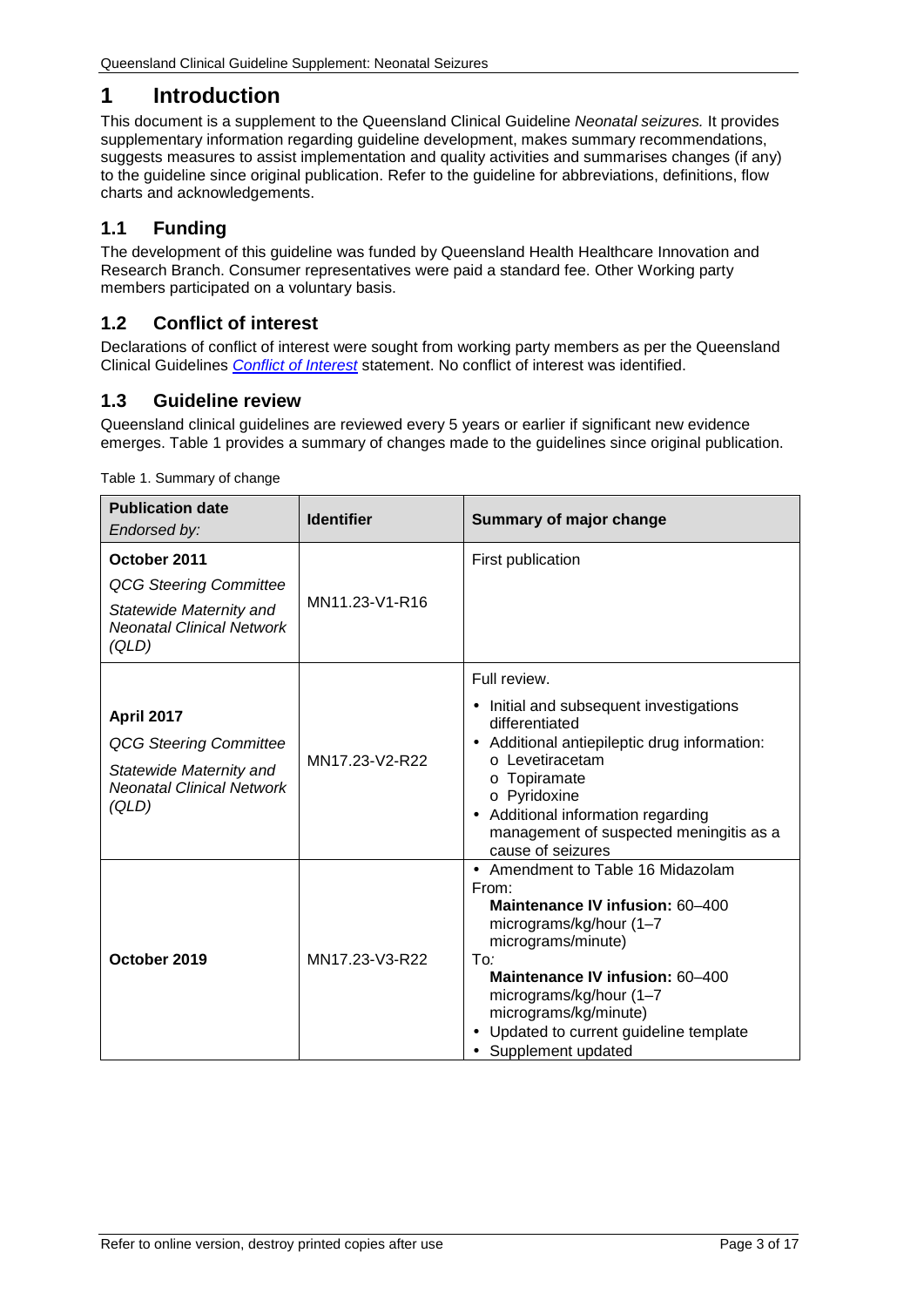# 1 Introduction

This document is a supplement to the Queensland Clinical Guideline *Neonatal seizures.* It provides supplementary information regarding guideline development, makes summary recommendations, suggests measures to assist implementation and quality activities and summarises changes (if any) to the guideline since original publication. Refer to the guideline for abbreviations, definitions, flow charts and acknowledgements.

## 1.1 Funding

The development of this guideline was funded by Queensland Health Healthcare Innovation and Research Branch. Consumer representatives were paid a standard fee. Other Working party members participated on a voluntary basis.

## 1.2 Conflict of interest

Declarations of conflict of interest were sought from working party members as per the Queensland Clinical Guidelines *Conflict of Interest* statement. No conflict of interest was identified.

## 1.3 Guideline review

Queensland clinical guidelines are reviewed every 5 years or earlier if significant new evidence emerges. Table 1 provides a summary of changes made to the guidelines since original publication.

Table 1. Summary of change

| **Publication date** *Endorsed by:* | **Identifier** | **Summary of major change** |
|---|---|---|
| **October 2011**<br>*QCG Steering Committee*<br>*Statewide Maternity and Neonatal Clinical Network (QLD)* | MN11.23-V1-R16 | First publication |
| **April 2017**<br>*QCG Steering Committee*<br>*Statewide Maternity and Neonatal Clinical Network (QLD)* | MN17.23-V2-R22 | Full review.<br>• Initial and subsequent investigations differentiated<br>• Additional antiepileptic drug information:<br>o Levetiracetam<br>o Topiramate<br>o Pyridoxine<br>• Additional information regarding management of suspected meningitis as a cause of seizures |
| **October 2019** | MN17.23-V3-R22 | • Amendment to Table 16 Midazolam<br>From:<br>**Maintenance IV infusion:** 60–400 micrograms/kg/hour (1–7 micrograms/minute)<br>To*:*<br>**Maintenance IV infusion:** 60–400 micrograms/kg/hour (1–7 micrograms/kg/minute)<br>• Updated to current guideline template<br>• Supplement updated |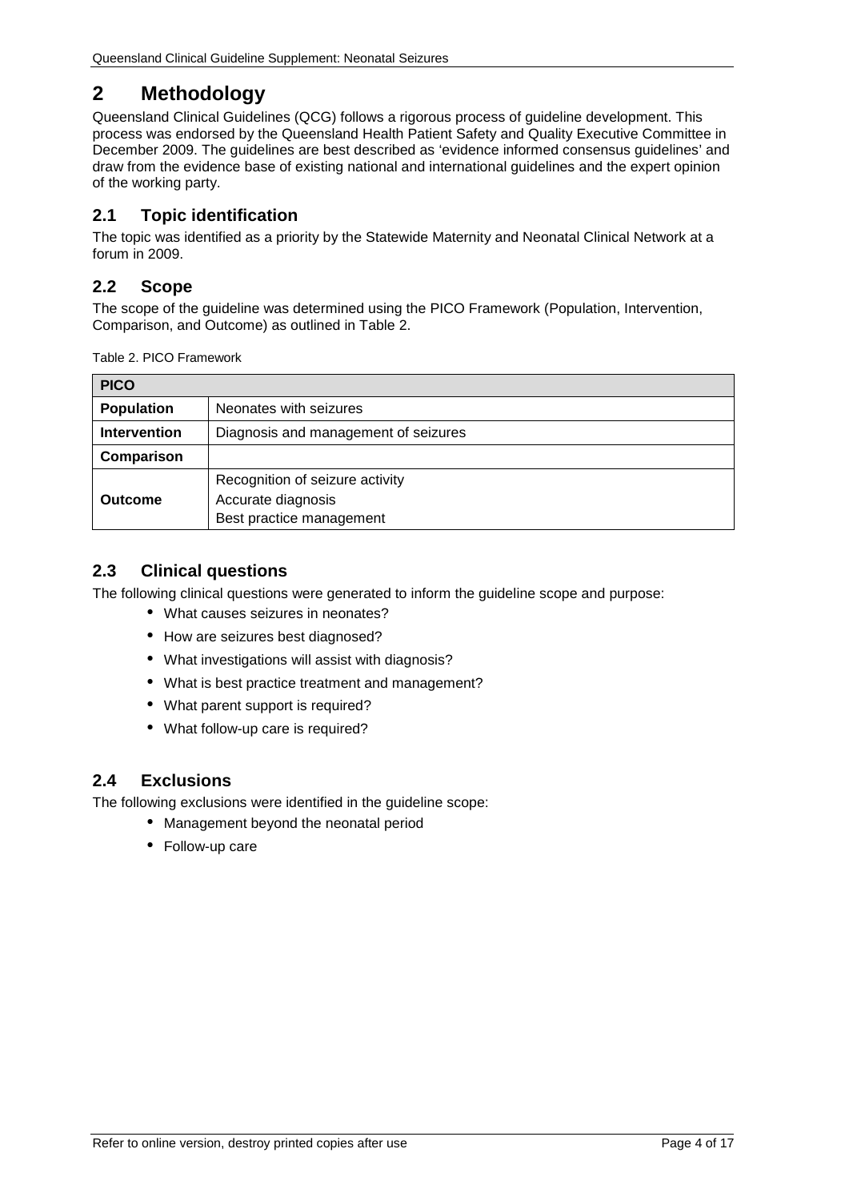# 2 Methodology

Queensland Clinical Guidelines (QCG) follows a rigorous process of guideline development. This process was endorsed by the Queensland Health Patient Safety and Quality Executive Committee in December 2009. The guidelines are best described as 'evidence informed consensus guidelines' and draw from the evidence base of existing national and international guidelines and the expert opinion of the working party.

## 2.1 Topic identification

The topic was identified as a priority by the Statewide Maternity and Neonatal Clinical Network at a forum in 2009.

## 2.2 Scope

The scope of the guideline was determined using the PICO Framework (Population, Intervention, Comparison, and Outcome) as outlined in Table 2.

Table 2. PICO Framework

| PICO | |
|---|---|
| **Population** | Neonates with seizures |
| **Intervention** | Diagnosis and management of seizures |
| **Comparison** | |
| **Outcome** | Recognition of seizure activity<br>Accurate diagnosis<br>Best practice management |

## 2.3 Clinical questions

The following clinical questions were generated to inform the guideline scope and purpose:

- What causes seizures in neonates?
- How are seizures best diagnosed?
- What investigations will assist with diagnosis?
- What is best practice treatment and management?
- What parent support is required?
- What follow-up care is required?

## 2.4 Exclusions

The following exclusions were identified in the guideline scope:

- Management beyond the neonatal period
- Follow-up care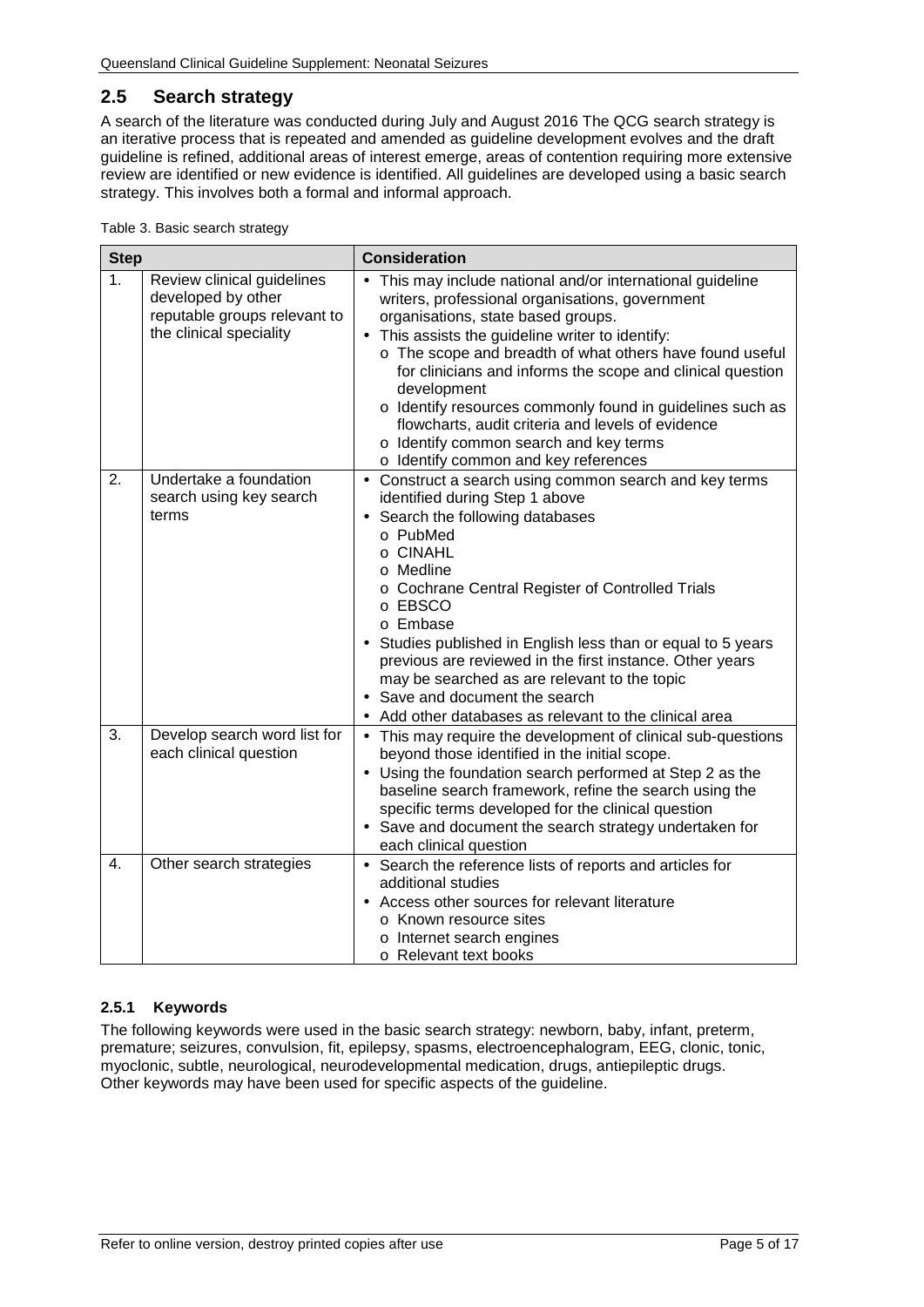## 2.5 Search strategy

A search of the literature was conducted during July and August 2016 The QCG search strategy is an iterative process that is repeated and amended as guideline development evolves and the draft guideline is refined, additional areas of interest emerge, areas of contention requiring more extensive review are identified or new evidence is identified. All guidelines are developed using a basic search strategy. This involves both a formal and informal approach.

Table 3. Basic search strategy

| Step | | Consideration |
|---|---|---|
| 1. | Review clinical guidelines developed by other reputable groups relevant to the clinical speciality | • This may include national and/or international guideline writers, professional organisations, government organisations, state based groups.<br>• This assists the guideline writer to identify:<br>o The scope and breadth of what others have found useful for clinicians and informs the scope and clinical question development<br>o Identify resources commonly found in guidelines such as flowcharts, audit criteria and levels of evidence<br>o Identify common search and key terms<br>o Identify common and key references |
| 2. | Undertake a foundation search using key search terms | • Construct a search using common search and key terms identified during Step 1 above<br>• Search the following databases<br>o PubMed<br>o CINAHL<br>o Medline<br>o Cochrane Central Register of Controlled Trials<br>o EBSCO<br>o Embase<br>• Studies published in English less than or equal to 5 years previous are reviewed in the first instance. Other years may be searched as are relevant to the topic<br>• Save and document the search<br>• Add other databases as relevant to the clinical area |
| 3. | Develop search word list for each clinical question | • This may require the development of clinical sub-questions beyond those identified in the initial scope.<br>• Using the foundation search performed at Step 2 as the baseline search framework, refine the search using the specific terms developed for the clinical question<br>• Save and document the search strategy undertaken for each clinical question |
| 4. | Other search strategies | • Search the reference lists of reports and articles for additional studies<br>• Access other sources for relevant literature<br>o Known resource sites<br>o Internet search engines<br>o Relevant text books |

### 2.5.1 Keywords

The following keywords were used in the basic search strategy: newborn, baby, infant, preterm, premature; seizures, convulsion, fit, epilepsy, spasms, electroencephalogram, EEG, clonic, tonic, myoclonic, subtle, neurological, neurodevelopmental medication, drugs, antiepileptic drugs. Other keywords may have been used for specific aspects of the guideline.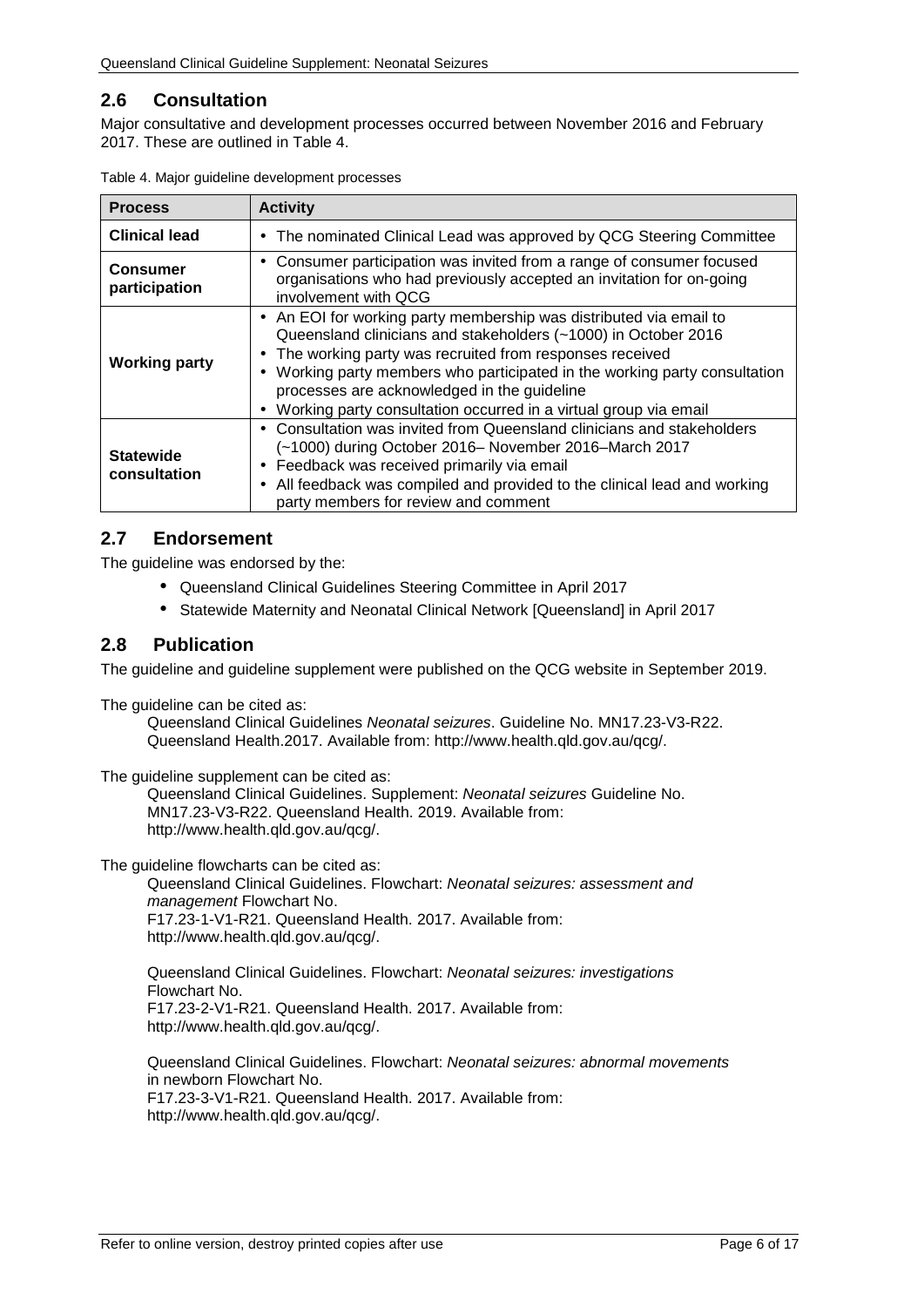## 2.6 Consultation

Major consultative and development processes occurred between November 2016 and February 2017. These are outlined in Table 4.

Table 4. Major guideline development processes

| Process | Activity |
|---|---|
| **Clinical lead** | • The nominated Clinical Lead was approved by QCG Steering Committee |
| **Consumer participation** | • Consumer participation was invited from a range of consumer focused organisations who had previously accepted an invitation for on-going involvement with QCG |
| **Working party** | • An EOI for working party membership was distributed via email to Queensland clinicians and stakeholders (~1000) in October 2016<br>• The working party was recruited from responses received<br>• Working party members who participated in the working party consultation processes are acknowledged in the guideline<br>• Working party consultation occurred in a virtual group via email |
| **Statewide consultation** | • Consultation was invited from Queensland clinicians and stakeholders (~1000) during October 2016– November 2016–March 2017<br>• Feedback was received primarily via email<br>• All feedback was compiled and provided to the clinical lead and working party members for review and comment |

## 2.7 Endorsement

The guideline was endorsed by the:

- Queensland Clinical Guidelines Steering Committee in April 2017
- Statewide Maternity and Neonatal Clinical Network [Queensland] in April 2017

## 2.8 Publication

The guideline and guideline supplement were published on the QCG website in September 2019.

The guideline can be cited as:

Queensland Clinical Guidelines *Neonatal seizures*. Guideline No. MN17.23-V3-R22. Queensland Health.2017. Available from: http://www.health.qld.gov.au/qcg/.

The guideline supplement can be cited as:

Queensland Clinical Guidelines. Supplement: *Neonatal seizures* Guideline No. MN17.23-V3-R22. Queensland Health. 2019. Available from: http://www.health.qld.gov.au/qcg/.

The guideline flowcharts can be cited as:

Queensland Clinical Guidelines. Flowchart: *Neonatal seizures: assessment and management* Flowchart No. F17.23-1-V1-R21. Queensland Health. 2017. Available from: http://www.health.qld.gov.au/qcg/.

Queensland Clinical Guidelines. Flowchart: *Neonatal seizures: investigations* Flowchart No. F17.23-2-V1-R21. Queensland Health. 2017. Available from: http://www.health.qld.gov.au/qcg/.

Queensland Clinical Guidelines. Flowchart: *Neonatal seizures: abnormal movements* in newborn Flowchart No. F17.23-3-V1-R21. Queensland Health. 2017. Available from: http://www.health.qld.gov.au/qcg/.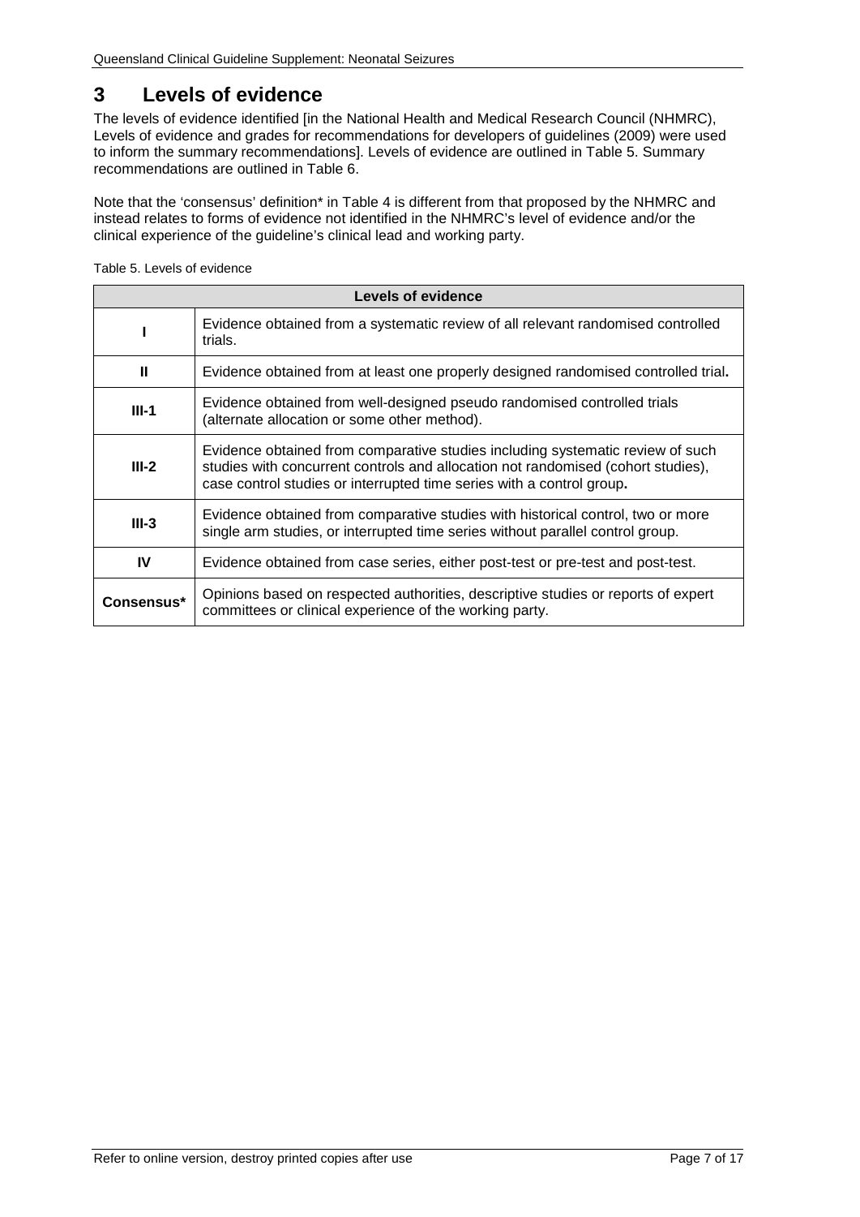# 3 Levels of evidence

The levels of evidence identified [in the National Health and Medical Research Council (NHMRC), Levels of evidence and grades for recommendations for developers of guidelines (2009) were used to inform the summary recommendations]. Levels of evidence are outlined in Table 5. Summary recommendations are outlined in Table 6.

Note that the 'consensus' definition* in Table 4 is different from that proposed by the NHMRC and instead relates to forms of evidence not identified in the NHMRC's level of evidence and/or the clinical experience of the guideline's clinical lead and working party.

Table 5. Levels of evidence

| Levels of evidence | |
|---|---|
| **I** | Evidence obtained from a systematic review of all relevant randomised controlled trials. |
| **II** | Evidence obtained from at least one properly designed randomised controlled trial**.** |
| **III-1** | Evidence obtained from well-designed pseudo randomised controlled trials (alternate allocation or some other method). |
| **III-2** | Evidence obtained from comparative studies including systematic review of such studies with concurrent controls and allocation not randomised (cohort studies), case control studies or interrupted time series with a control group**.** |
| **III-3** | Evidence obtained from comparative studies with historical control, two or more single arm studies, or interrupted time series without parallel control group. |
| **IV** | Evidence obtained from case series, either post-test or pre-test and post-test. |
| **Consensus*** | Opinions based on respected authorities, descriptive studies or reports of expert committees or clinical experience of the working party. |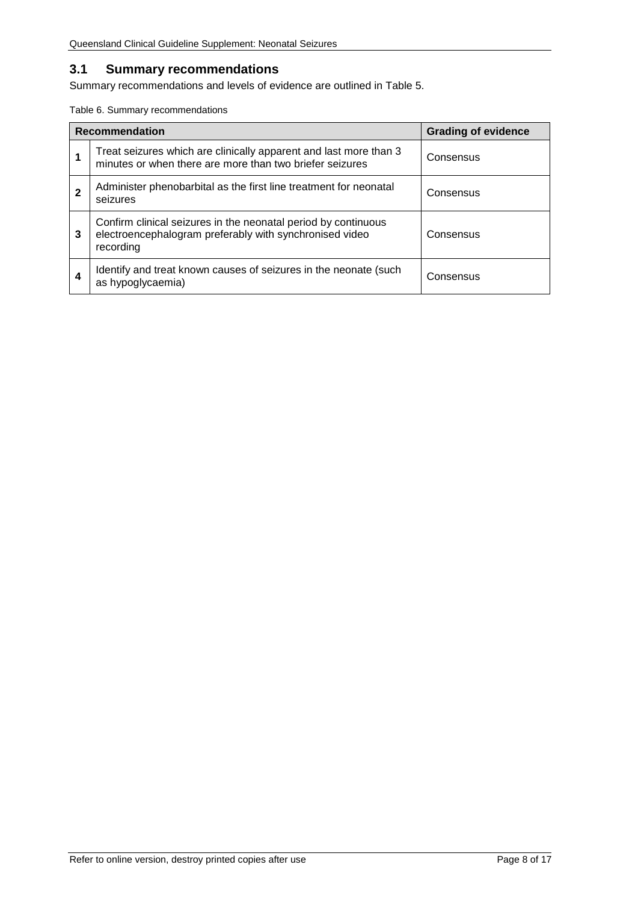## 3.1 Summary recommendations

Summary recommendations and levels of evidence are outlined in Table 5.

Table 6. Summary recommendations

| | Recommendation | Grading of evidence |
|---|---|---|
| **1** | Treat seizures which are clinically apparent and last more than 3 minutes or when there are more than two briefer seizures | Consensus |
| **2** | Administer phenobarbital as the first line treatment for neonatal seizures | Consensus |
| **3** | Confirm clinical seizures in the neonatal period by continuous electroencephalogram preferably with synchronised video recording | Consensus |
| **4** | Identify and treat known causes of seizures in the neonate (such as hypoglycaemia) | Consensus |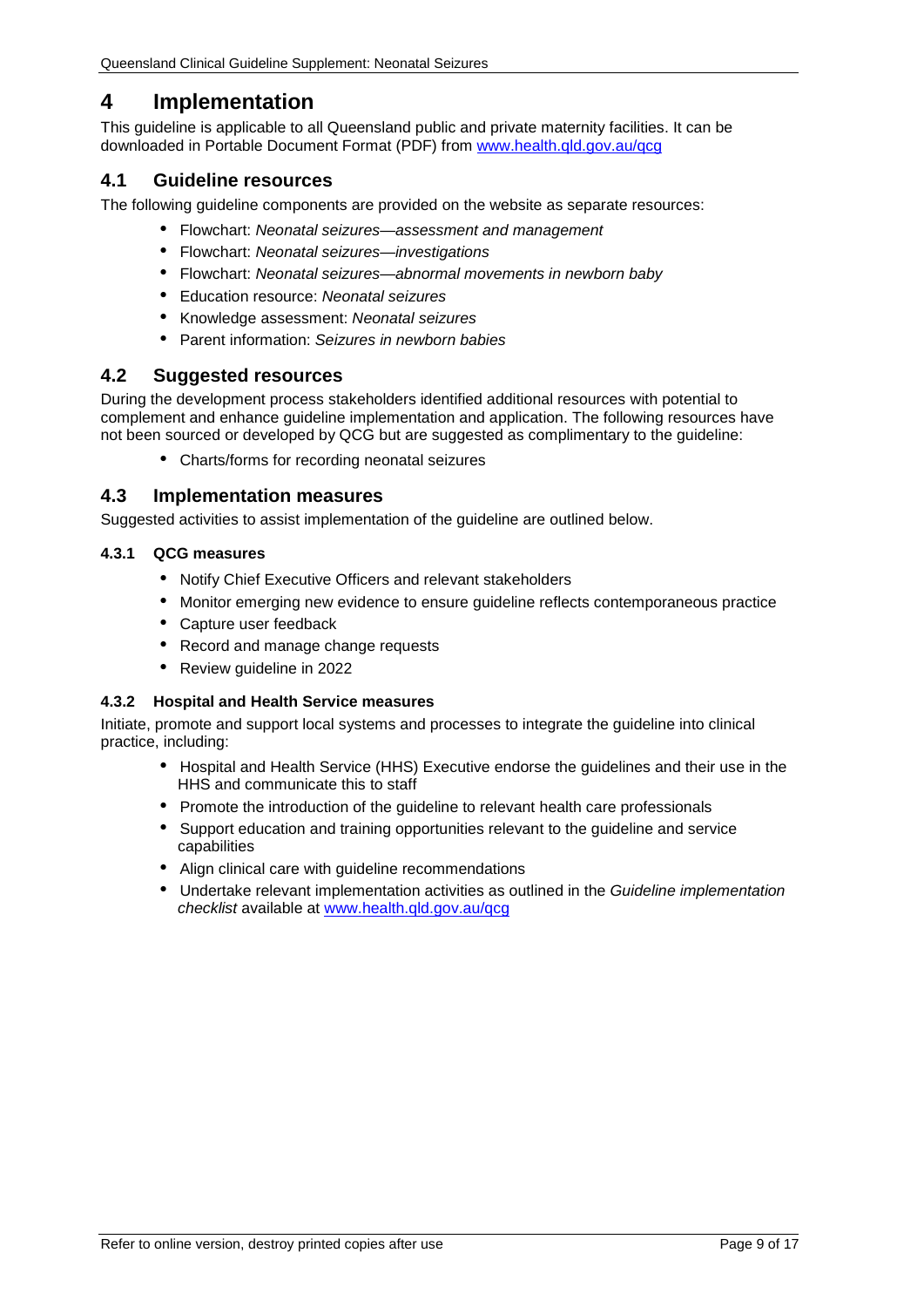# 4 Implementation

This guideline is applicable to all Queensland public and private maternity facilities. It can be downloaded in Portable Document Format (PDF) from [www.health.qld.gov.au/qcg](www.health.qld.gov.au/qcg)

## 4.1 Guideline resources

The following guideline components are provided on the website as separate resources:

- Flowchart: *Neonatal seizures—assessment and management*
- Flowchart: *Neonatal seizures—investigations*
- Flowchart: *Neonatal seizures—abnormal movements in newborn baby*
- Education resource: *Neonatal seizures*
- Knowledge assessment: *Neonatal seizures*
- Parent information: *Seizures in newborn babies*

## 4.2 Suggested resources

During the development process stakeholders identified additional resources with potential to complement and enhance guideline implementation and application. The following resources have not been sourced or developed by QCG but are suggested as complimentary to the guideline:

- Charts/forms for recording neonatal seizures

## 4.3 Implementation measures

Suggested activities to assist implementation of the guideline are outlined below.

### 4.3.1 QCG measures

- Notify Chief Executive Officers and relevant stakeholders
- Monitor emerging new evidence to ensure guideline reflects contemporaneous practice
- Capture user feedback
- Record and manage change requests
- Review guideline in 2022

### 4.3.2 Hospital and Health Service measures

Initiate, promote and support local systems and processes to integrate the guideline into clinical practice, including:

- Hospital and Health Service (HHS) Executive endorse the guidelines and their use in the HHS and communicate this to staff
- Promote the introduction of the guideline to relevant health care professionals
- Support education and training opportunities relevant to the guideline and service capabilities
- Align clinical care with guideline recommendations
- Undertake relevant implementation activities as outlined in the *Guideline implementation checklist* available at [www.health.qld.gov.au/qcg](www.health.qld.gov.au/qcg)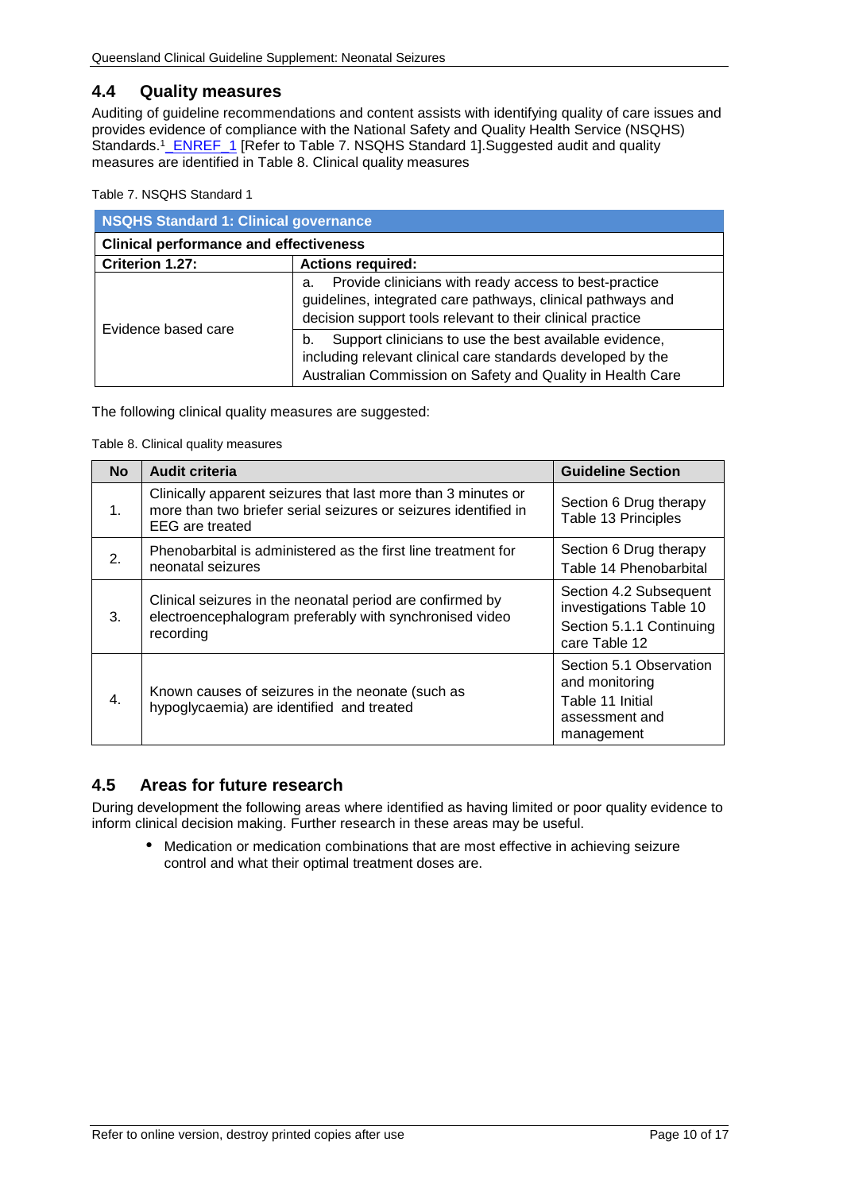## 4.4 Quality measures

Auditing of guideline recommendations and content assists with identifying quality of care issues and provides evidence of compliance with the National Safety and Quality Health Service (NSQHS) Standards.[1] _ENREF_1 [Refer to Table 7. NSQHS Standard 1].Suggested audit and quality measures are identified in Table 8. Clinical quality measures

Table 7. NSQHS Standard 1

| NSQHS Standard 1: Clinical governance | |
|---|---|
| **Clinical performance and effectiveness** | |
| **Criterion 1.27:** | **Actions required:** |
| Evidence based care | a. Provide clinicians with ready access to best-practice guidelines, integrated care pathways, clinical pathways and decision support tools relevant to their clinical practice |
| | b. Support clinicians to use the best available evidence, including relevant clinical care standards developed by the Australian Commission on Safety and Quality in Health Care |

The following clinical quality measures are suggested:

Table 8. Clinical quality measures

| No | Audit criteria | Guideline Section |
|---|---|---|
| 1. | Clinically apparent seizures that last more than 3 minutes or more than two briefer serial seizures or seizures identified in EEG are treated | Section 6 Drug therapy<br>Table 13 Principles |
| 2. | Phenobarbital is administered as the first line treatment for neonatal seizures | Section 6 Drug therapy<br>Table 14 Phenobarbital |
| 3. | Clinical seizures in the neonatal period are confirmed by electroencephalogram preferably with synchronised video recording | Section 4.2 Subsequent investigations Table 10<br>Section 5.1.1 Continuing care Table 12 |
| 4. | Known causes of seizures in the neonate (such as hypoglycaemia) are identified and treated | Section 5.1 Observation and monitoring<br>Table 11 Initial assessment and management |

## 4.5 Areas for future research

During development the following areas where identified as having limited or poor quality evidence to inform clinical decision making. Further research in these areas may be useful.

- Medication or medication combinations that are most effective in achieving seizure control and what their optimal treatment doses are.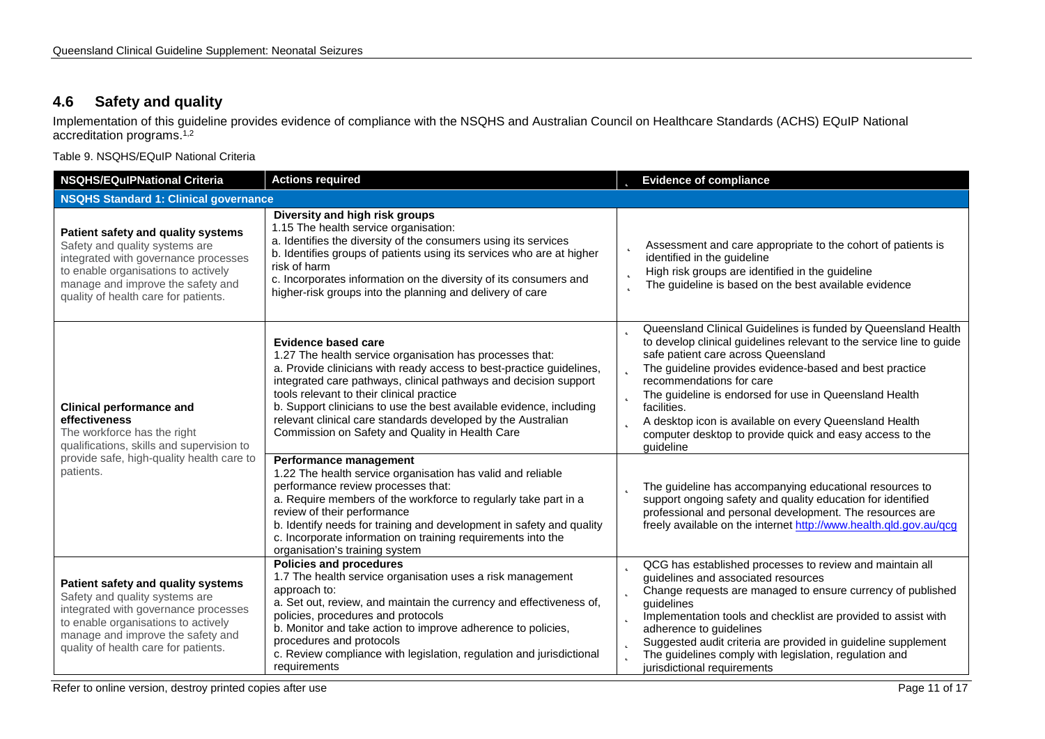## 4.6 Safety and quality

Implementation of this guideline provides evidence of compliance with the NSQHS and Australian Council on Healthcare Standards (ACHS) EQuIP National accreditation programs.[1,2]

Table 9. NSQHS/EQuIP National Criteria

| NSQHS/EQuIPNational Criteria | Actions required | Evidence of compliance |
|---|---|---|
| **NSQHS Standard 1: Clinical governance** | | |
| **Patient safety and quality systems** Safety and quality systems are integrated with governance processes to enable organisations to actively manage and improve the safety and quality of health care for patients. | **Diversity and high risk groups** 1.15 The health service organisation: a. Identifies the diversity of the consumers using its services b. Identifies groups of patients using its services who are at higher risk of harm c. Incorporates information on the diversity of its consumers and higher-risk groups into the planning and delivery of care | - Assessment and care appropriate to the cohort of patients is identified in the guideline<br>- High risk groups are identified in the guideline<br>- The guideline is based on the best available evidence |
| **Clinical performance and effectiveness** The workforce has the right qualifications, skills and supervision to provide safe, high-quality health care to patients. | **Evidence based care** 1.27 The health service organisation has processes that: a. Provide clinicians with ready access to best-practice guidelines, integrated care pathways, clinical pathways and decision support tools relevant to their clinical practice b. Support clinicians to use the best available evidence, including relevant clinical care standards developed by the Australian Commission on Safety and Quality in Health Care | - Queensland Clinical Guidelines is funded by Queensland Health to develop clinical guidelines relevant to the service line to guide safe patient care across Queensland<br>- The guideline provides evidence-based and best practice recommendations for care<br>- The guideline is endorsed for use in Queensland Health facilities.<br>- A desktop icon is available on every Queensland Health computer desktop to provide quick and easy access to the guideline |
| | **Performance management** 1.22 The health service organisation has valid and reliable performance review processes that: a. Require members of the workforce to regularly take part in a review of their performance b. Identify needs for training and development in safety and quality c. Incorporate information on training requirements into the organisation's training system | - The guideline has accompanying educational resources to support ongoing safety and quality education for identified professional and personal development. The resources are freely available on the internet http://www.health.qld.gov.au/qcg |
| **Patient safety and quality systems** Safety and quality systems are integrated with governance processes to enable organisations to actively manage and improve the safety and quality of health care for patients. | **Policies and procedures** 1.7 The health service organisation uses a risk management approach to: a. Set out, review, and maintain the currency and effectiveness of, policies, procedures and protocols b. Monitor and take action to improve adherence to policies, procedures and protocols c. Review compliance with legislation, regulation and jurisdictional requirements | - QCG has established processes to review and maintain all guidelines and associated resources<br>- Change requests are managed to ensure currency of published guidelines<br>- Implementation tools and checklist are provided to assist with adherence to guidelines<br>- Suggested audit criteria are provided in guideline supplement<br>- The guidelines comply with legislation, regulation and jurisdictional requirements |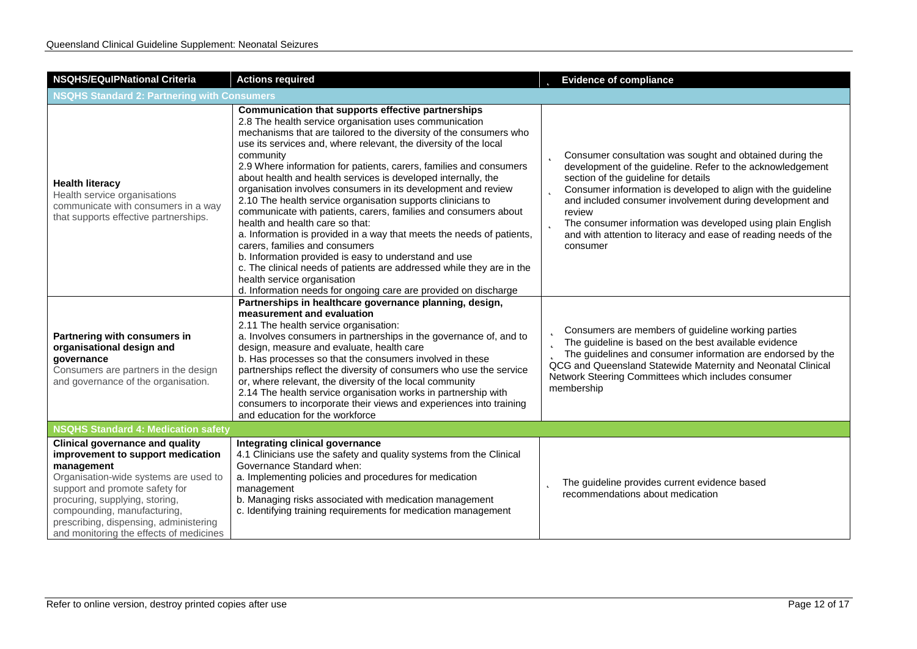| NSQHS/EQuIPNational Criteria | Actions required | Evidence of compliance |
|---|---|---|
| **NSQHS Standard 2: Partnering with Consumers** | | |
| **Health literacy**<br>Health service organisations communicate with consumers in a way that supports effective partnerships. | **Communication that supports effective partnerships**<br>2.8 The health service organisation uses communication mechanisms that are tailored to the diversity of the consumers who use its services and, where relevant, the diversity of the local community<br>2.9 Where information for patients, carers, families and consumers about health and health services is developed internally, the organisation involves consumers in its development and review<br>2.10 The health service organisation supports clinicians to communicate with patients, carers, families and consumers about health and health care so that:<br>a. Information is provided in a way that meets the needs of patients, carers, families and consumers<br>b. Information provided is easy to understand and use<br>c. The clinical needs of patients are addressed while they are in the health service organisation<br>d. Information needs for ongoing care are provided on discharge | - Consumer consultation was sought and obtained during the development of the guideline. Refer to the acknowledgement section of the guideline for details<br>- Consumer information is developed to align with the guideline and included consumer involvement during development and review<br>- The consumer information was developed using plain English and with attention to literacy and ease of reading needs of the consumer |
| **Partnering with consumers in organisational design and governance**<br>Consumers are partners in the design and governance of the organisation. | **Partnerships in healthcare governance planning, design, measurement and evaluation**<br>2.11 The health service organisation:<br>a. Involves consumers in partnerships in the governance of, and to design, measure and evaluate, health care<br>b. Has processes so that the consumers involved in these partnerships reflect the diversity of consumers who use the service or, where relevant, the diversity of the local community<br>2.14 The health service organisation works in partnership with consumers to incorporate their views and experiences into training and education for the workforce | - Consumers are members of guideline working parties<br>- The guideline is based on the best available evidence<br>- The guidelines and consumer information are endorsed by the QCG and Queensland Statewide Maternity and Neonatal Clinical Network Steering Committees which includes consumer membership |
| **NSQHS Standard 4: Medication safety** | | |
| **Clinical governance and quality improvement to support medication management**<br>Organisation-wide systems are used to support and promote safety for procuring, supplying, storing, compounding, manufacturing, prescribing, dispensing, administering and monitoring the effects of medicines | **Integrating clinical governance**<br>4.1 Clinicians use the safety and quality systems from the Clinical Governance Standard when:<br>a. Implementing policies and procedures for medication management<br>b. Managing risks associated with medication management<br>c. Identifying training requirements for medication management | - The guideline provides current evidence based recommendations about medication |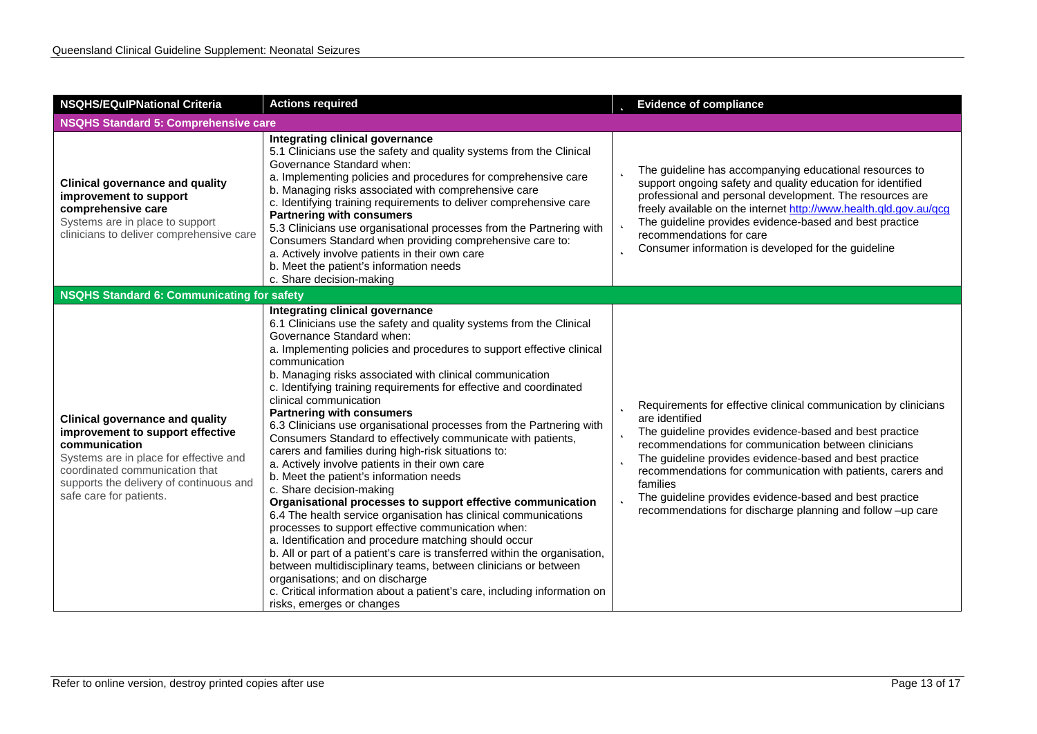| NSQHS/EQuIPNational Criteria | Actions required | Evidence of compliance |
|---|---|---|
| **NSQHS Standard 5: Comprehensive care** | | |
| **Clinical governance and quality improvement to support comprehensive care**<br>Systems are in place to support clinicians to deliver comprehensive care | **Integrating clinical governance**<br>5.1 Clinicians use the safety and quality systems from the Clinical Governance Standard when:<br>a. Implementing policies and procedures for comprehensive care<br>b. Managing risks associated with comprehensive care<br>c. Identifying training requirements to deliver comprehensive care<br>**Partnering with consumers**<br>5.3 Clinicians use organisational processes from the Partnering with Consumers Standard when providing comprehensive care to:<br>a. Actively involve patients in their own care<br>b. Meet the patient's information needs<br>c. Share decision-making | - The guideline has accompanying educational resources to support ongoing safety and quality education for identified professional and personal development. The resources are freely available on the internet http://www.health.qld.gov.au/qcg<br>- The guideline provides evidence-based and best practice recommendations for care<br>- Consumer information is developed for the guideline |
| **NSQHS Standard 6: Communicating for safety** | | |
| **Clinical governance and quality improvement to support effective communication**<br>Systems are in place for effective and coordinated communication that supports the delivery of continuous and safe care for patients. | **Integrating clinical governance**<br>6.1 Clinicians use the safety and quality systems from the Clinical Governance Standard when:<br>a. Implementing policies and procedures to support effective clinical communication<br>b. Managing risks associated with clinical communication<br>c. Identifying training requirements for effective and coordinated clinical communication<br>**Partnering with consumers**<br>6.3 Clinicians use organisational processes from the Partnering with Consumers Standard to effectively communicate with patients, carers and families during high-risk situations to:<br>a. Actively involve patients in their own care<br>b. Meet the patient's information needs<br>c. Share decision-making<br>**Organisational processes to support effective communication**<br>6.4 The health service organisation has clinical communications processes to support effective communication when:<br>a. Identification and procedure matching should occur<br>b. All or part of a patient's care is transferred within the organisation, between multidisciplinary teams, between clinicians or between organisations; and on discharge<br>c. Critical information about a patient's care, including information on risks, emerges or changes | - Requirements for effective clinical communication by clinicians are identified<br>- The guideline provides evidence-based and best practice recommendations for communication between clinicians<br>- The guideline provides evidence-based and best practice recommendations for communication with patients, carers and families<br>- The guideline provides evidence-based and best practice recommendations for discharge planning and follow –up care |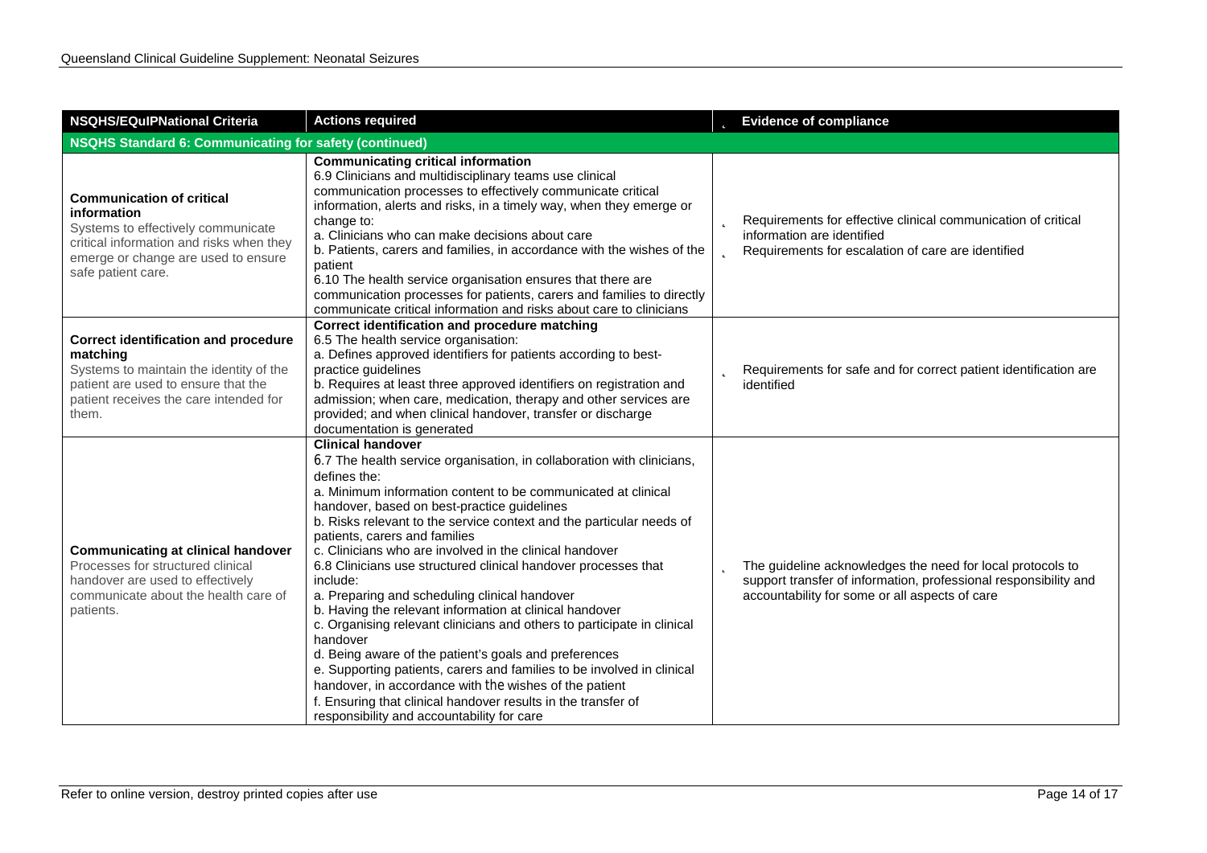| NSQHS/EQuIPNational Criteria | Actions required | Evidence of compliance |
|---|---|---|
| **NSQHS Standard 6: Communicating for safety (continued)** | | |
| **Communication of critical information**<br>Systems to effectively communicate critical information and risks when they emerge or change are used to ensure safe patient care. | **Communicating critical information**<br>6.9 Clinicians and multidisciplinary teams use clinical communication processes to effectively communicate critical information, alerts and risks, in a timely way, when they emerge or change to:<br>a. Clinicians who can make decisions about care<br>b. Patients, carers and families, in accordance with the wishes of the patient<br>6.10 The health service organisation ensures that there are communication processes for patients, carers and families to directly communicate critical information and risks about care to clinicians | - Requirements for effective clinical communication of critical information are identified<br>- Requirements for escalation of care are identified |
| **Correct identification and procedure matching**<br>Systems to maintain the identity of the patient are used to ensure that the patient receives the care intended for them. | **Correct identification and procedure matching**<br>6.5 The health service organisation:<br>a. Defines approved identifiers for patients according to best-practice guidelines<br>b. Requires at least three approved identifiers on registration and admission; when care, medication, therapy and other services are provided; and when clinical handover, transfer or discharge documentation is generated | - Requirements for safe and for correct patient identification are identified |
| **Communicating at clinical handover**<br>Processes for structured clinical handover are used to effectively communicate about the health care of patients. | **Clinical handover**<br>6.7 The health service organisation, in collaboration with clinicians, defines the:<br>a. Minimum information content to be communicated at clinical handover, based on best-practice guidelines<br>b. Risks relevant to the service context and the particular needs of patients, carers and families<br>c. Clinicians who are involved in the clinical handover<br>6.8 Clinicians use structured clinical handover processes that include:<br>a. Preparing and scheduling clinical handover<br>b. Having the relevant information at clinical handover<br>c. Organising relevant clinicians and others to participate in clinical handover<br>d. Being aware of the patient's goals and preferences<br>e. Supporting patients, carers and families to be involved in clinical handover, in accordance with the wishes of the patient<br>f. Ensuring that clinical handover results in the transfer of responsibility and accountability for care | - The guideline acknowledges the need for local protocols to support transfer of information, professional responsibility and accountability for some or all aspects of care |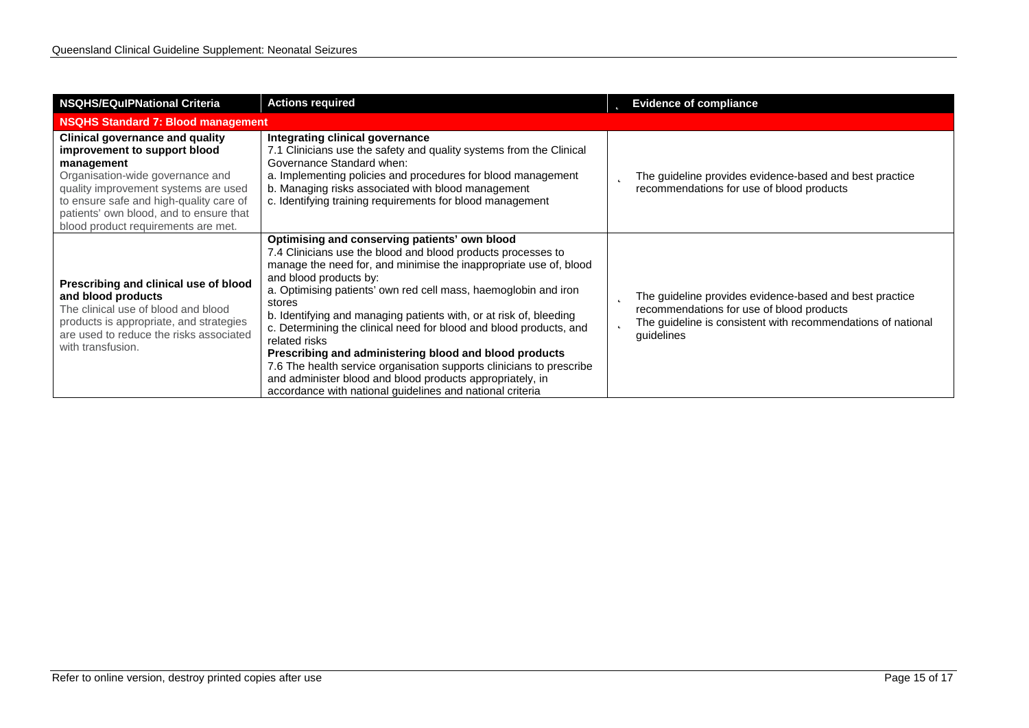| NSQHS/EQuIPNational Criteria | Actions required | Evidence of compliance |
|---|---|---|
| **NSQHS Standard 7: Blood management** | | |
| **Clinical governance and quality improvement to support blood management**<br>Organisation-wide governance and quality improvement systems are used to ensure safe and high-quality care of patients' own blood, and to ensure that blood product requirements are met. | **Integrating clinical governance**<br>7.1 Clinicians use the safety and quality systems from the Clinical Governance Standard when:<br>a. Implementing policies and procedures for blood management<br>b. Managing risks associated with blood management<br>c. Identifying training requirements for blood management | - The guideline provides evidence-based and best practice recommendations for use of blood products |
| **Prescribing and clinical use of blood and blood products**<br>The clinical use of blood and blood products is appropriate, and strategies are used to reduce the risks associated with transfusion. | **Optimising and conserving patients' own blood**<br>7.4 Clinicians use the blood and blood products processes to manage the need for, and minimise the inappropriate use of, blood and blood products by:<br>a. Optimising patients' own red cell mass, haemoglobin and iron stores<br>b. Identifying and managing patients with, or at risk of, bleeding<br>c. Determining the clinical need for blood and blood products, and related risks<br>**Prescribing and administering blood and blood products**<br>7.6 The health service organisation supports clinicians to prescribe and administer blood and blood products appropriately, in accordance with national guidelines and national criteria | - The guideline provides evidence-based and best practice recommendations for use of blood products<br>- The guideline is consistent with recommendations of national guidelines |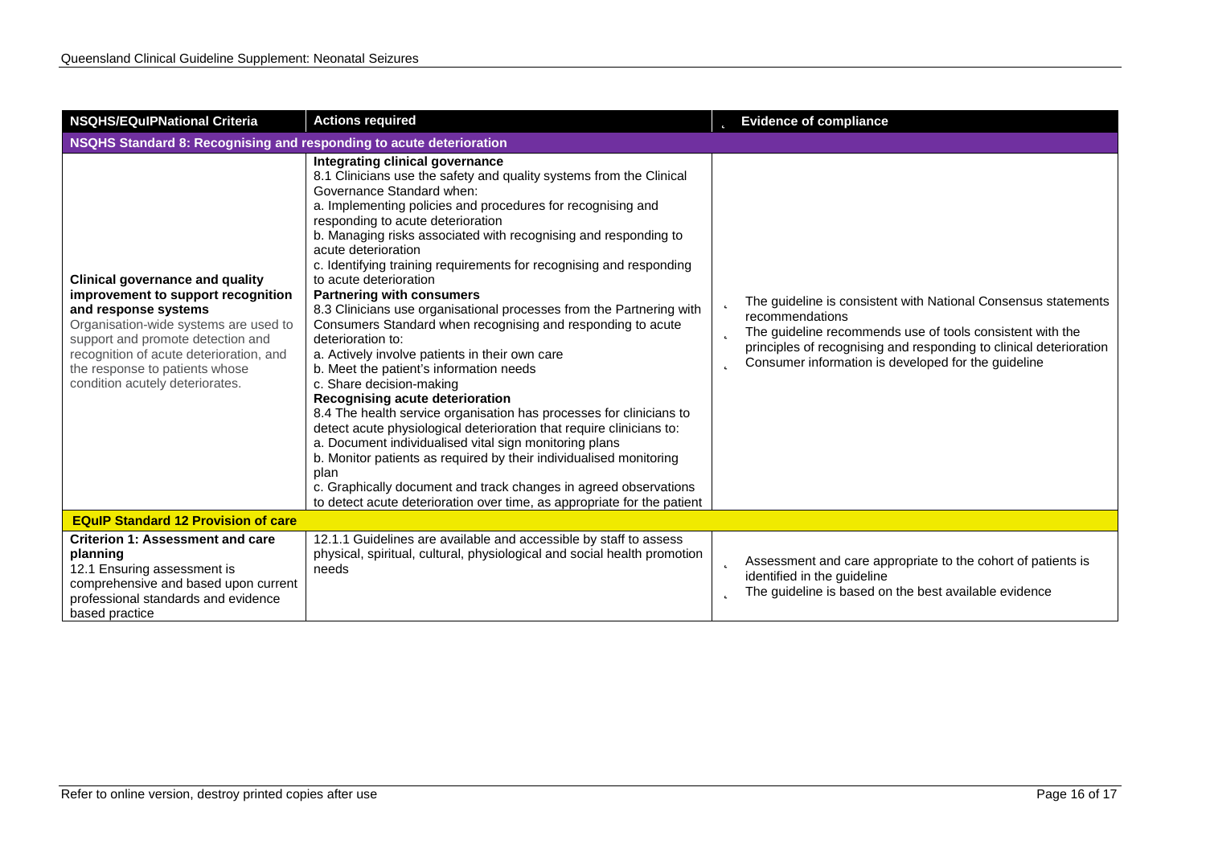| NSQHS/EQuIPNational Criteria | Actions required | Evidence of compliance |
|---|---|---|
| **NSQHS Standard 8: Recognising and responding to acute deterioration** | | |
| **Clinical governance and quality improvement to support recognition and response systems**<br>Organisation-wide systems are used to support and promote detection and recognition of acute deterioration, and the response to patients whose condition acutely deteriorates. | **Integrating clinical governance**<br>8.1 Clinicians use the safety and quality systems from the Clinical Governance Standard when:<br>a. Implementing policies and procedures for recognising and responding to acute deterioration<br>b. Managing risks associated with recognising and responding to acute deterioration<br>c. Identifying training requirements for recognising and responding to acute deterioration<br>**Partnering with consumers**<br>8.3 Clinicians use organisational processes from the Partnering with Consumers Standard when recognising and responding to acute deterioration to:<br>a. Actively involve patients in their own care<br>b. Meet the patient's information needs<br>c. Share decision-making<br>**Recognising acute deterioration**<br>8.4 The health service organisation has processes for clinicians to detect acute physiological deterioration that require clinicians to:<br>a. Document individualised vital sign monitoring plans<br>b. Monitor patients as required by their individualised monitoring plan<br>c. Graphically document and track changes in agreed observations to detect acute deterioration over time, as appropriate for the patient | - The guideline is consistent with National Consensus statements recommendations<br>- The guideline recommends use of tools consistent with the principles of recognising and responding to clinical deterioration<br>- Consumer information is developed for the guideline |
| **EQuIP Standard 12 Provision of care** | | |
| **Criterion 1: Assessment and care planning**<br>12.1 Ensuring assessment is comprehensive and based upon current professional standards and evidence based practice | 12.1.1 Guidelines are available and accessible by staff to assess physical, spiritual, cultural, physiological and social health promotion needs | - Assessment and care appropriate to the cohort of patients is identified in the guideline<br>- The guideline is based on the best available evidence |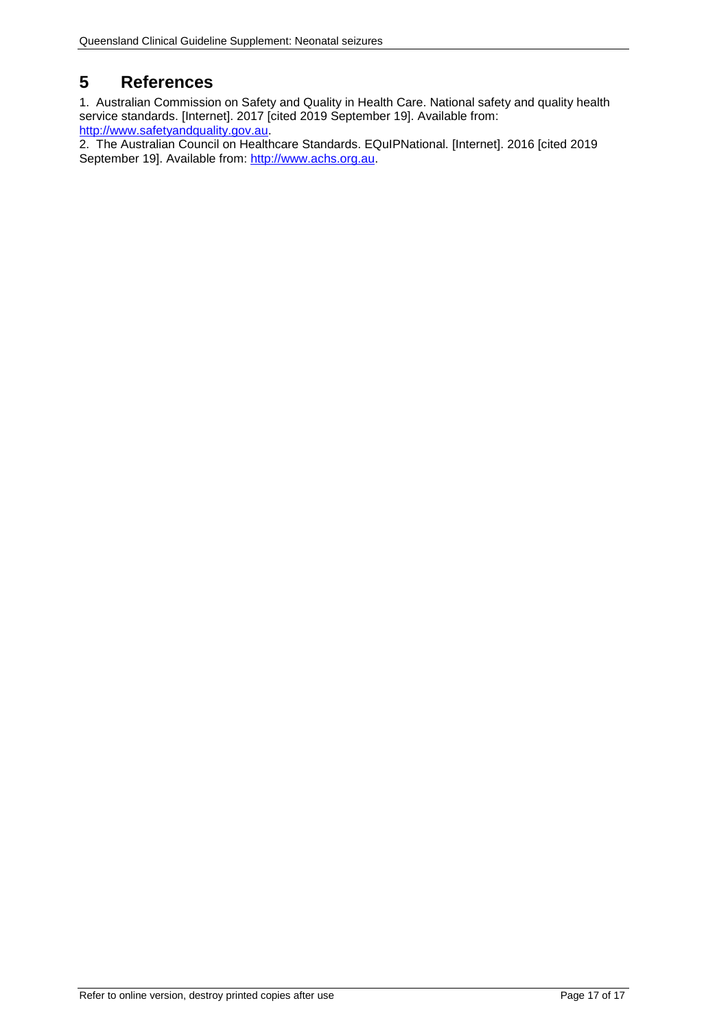# 5 References

1. Australian Commission on Safety and Quality in Health Care. National safety and quality health service standards. [Internet]. 2017 [cited 2019 September 19]. Available from: http://www.safetyandquality.gov.au.

2. The Australian Council on Healthcare Standards. EQuIPNational. [Internet]. 2016 [cited 2019 September 19]. Available from: http://www.achs.org.au.